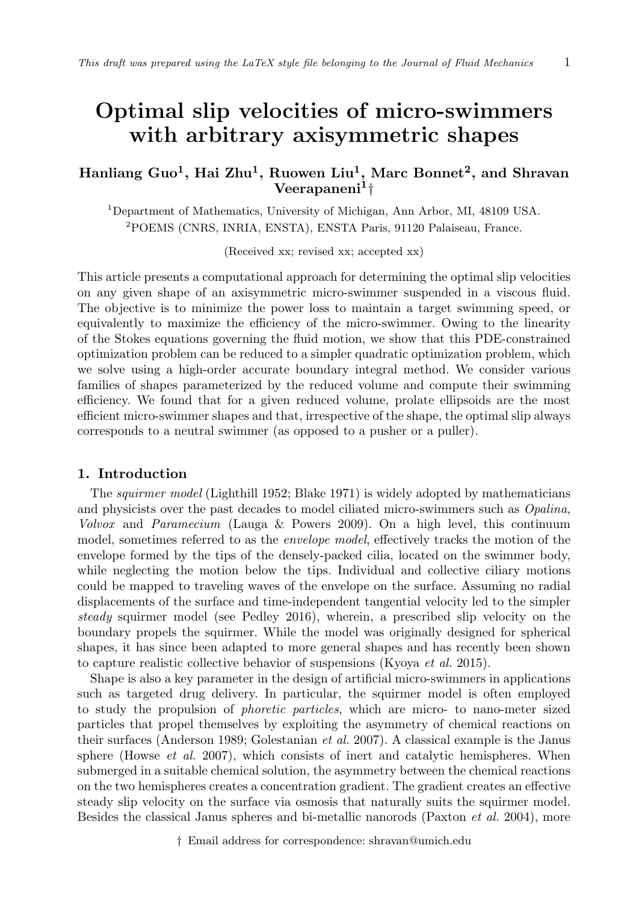# Optimal slip velocities of micro-swimmers with arbitrary axisymmetric shapes

**Hanliang Guo[1], Hai Zhu[1], Ruowen Liu[1], Marc Bonnet[2], and Shravan Veerapaneni[1]†**

[1]Department of Mathematics, University of Michigan, Ann Arbor, MI, 48109 USA.

[2]POEMS (CNRS, INRIA, ENSTA), ENSTA Paris, 91120 Palaiseau, France.

(Received xx; revised xx; accepted xx)

This article presents a computational approach for determining the optimal slip velocities on any given shape of an axisymmetric micro-swimmer suspended in a viscous fluid. The objective is to minimize the power loss to maintain a target swimming speed, or equivalently to maximize the efficiency of the micro-swimmer. Owing to the linearity of the Stokes equations governing the fluid motion, we show that this PDE-constrained optimization problem can be reduced to a simpler quadratic optimization problem, which we solve using a high-order accurate boundary integral method. We consider various families of shapes parameterized by the reduced volume and compute their swimming efficiency. We found that for a given reduced volume, prolate ellipsoids are the most efficient micro-swimmer shapes and that, irrespective of the shape, the optimal slip always corresponds to a neutral swimmer (as opposed to a pusher or a puller).

## 1. Introduction

The *squirmer model* (Lighthill 1952; Blake 1971) is widely adopted by mathematicians and physicists over the past decades to model ciliated micro-swimmers such as *Opalina*, *Volvox* and *Paramecium* (Lauga & Powers 2009). On a high level, this continuum model, sometimes referred to as the *envelope model*, effectively tracks the motion of the envelope formed by the tips of the densely-packed cilia, located on the swimmer body, while neglecting the motion below the tips. Individual and collective ciliary motions could be mapped to traveling waves of the envelope on the surface. Assuming no radial displacements of the surface and time-independent tangential velocity led to the simpler *steady* squirmer model (see Pedley 2016), wherein, a prescribed slip velocity on the boundary propels the squirmer. While the model was originally designed for spherical shapes, it has since been adapted to more general shapes and has recently been shown to capture realistic collective behavior of suspensions (Kyoya *et al.* 2015).

Shape is also a key parameter in the design of artificial micro-swimmers in applications such as targeted drug delivery. In particular, the squirmer model is often employed to study the propulsion of *phoretic particles*, which are micro- to nano-meter sized particles that propel themselves by exploiting the asymmetry of chemical reactions on their surfaces (Anderson 1989; Golestanian *et al.* 2007). A classical example is the Janus sphere (Howse *et al.* 2007), which consists of inert and catalytic hemispheres. When submerged in a suitable chemical solution, the asymmetry between the chemical reactions on the two hemispheres creates a concentration gradient. The gradient creates an effective steady slip velocity on the surface via osmosis that naturally suits the squirmer model. Besides the classical Janus spheres and bi-metallic nanorods (Paxton *et al.* 2004), more

† Email address for correspondence: shravan@umich.edu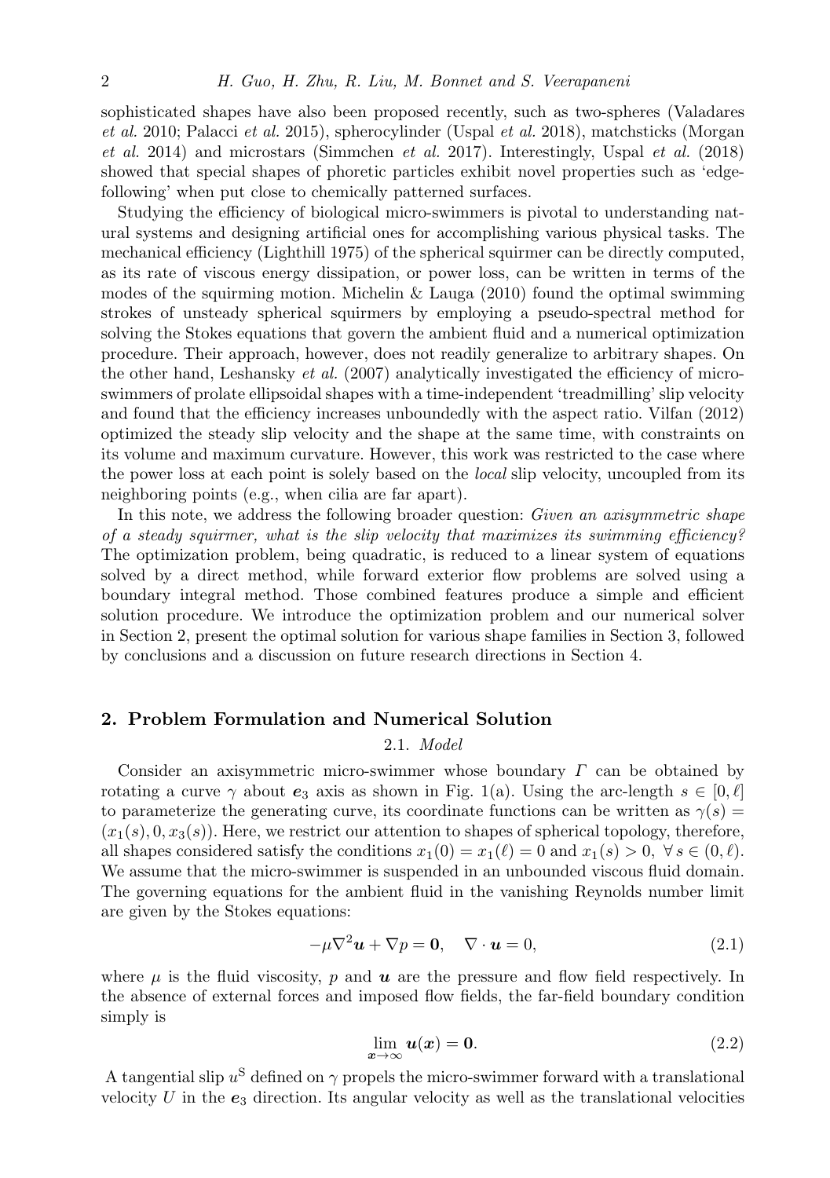sophisticated shapes have also been proposed recently, such as two-spheres (Valadares *et al.* 2010; Palacci *et al.* 2015), spherocylinder (Uspal *et al.* 2018), matchsticks (Morgan *et al.* 2014) and microstars (Simmchen *et al.* 2017). Interestingly, Uspal *et al.* (2018) showed that special shapes of phoretic particles exhibit novel properties such as 'edge-following' when put close to chemically patterned surfaces.

Studying the efficiency of biological micro-swimmers is pivotal to understanding natural systems and designing artificial ones for accomplishing various physical tasks. The mechanical efficiency (Lighthill 1975) of the spherical squirmer can be directly computed, as its rate of viscous energy dissipation, or power loss, can be written in terms of the modes of the squirming motion. Michelin & Lauga (2010) found the optimal swimming strokes of unsteady spherical squirmers by employing a pseudo-spectral method for solving the Stokes equations that govern the ambient fluid and a numerical optimization procedure. Their approach, however, does not readily generalize to arbitrary shapes. On the other hand, Leshansky *et al.* (2007) analytically investigated the efficiency of micro-swimmers of prolate ellipsoidal shapes with a time-independent 'treadmilling' slip velocity and found that the efficiency increases unboundedly with the aspect ratio. Vilfan (2012) optimized the steady slip velocity and the shape at the same time, with constraints on its volume and maximum curvature. However, this work was restricted to the case where the power loss at each point is solely based on the *local* slip velocity, uncoupled from its neighboring points (e.g., when cilia are far apart).

In this note, we address the following broader question: *Given an axisymmetric shape of a steady squirmer, what is the slip velocity that maximizes its swimming efficiency?* The optimization problem, being quadratic, is reduced to a linear system of equations solved by a direct method, while forward exterior flow problems are solved using a boundary integral method. Those combined features produce a simple and efficient solution procedure. We introduce the optimization problem and our numerical solver in Section 2, present the optimal solution for various shape families in Section 3, followed by conclusions and a discussion on future research directions in Section 4.

## 2. Problem Formulation and Numerical Solution

### 2.1. *Model*

Consider an axisymmetric micro-swimmer whose boundary $\Gamma$ can be obtained by rotating a curve $\gamma$ about $\boldsymbol{e}_3$ axis as shown in Fig. 1(a). Using the arc-length $s \in [0, \ell]$ to parameterize the generating curve, its coordinate functions can be written as $\gamma(s) = (x_1(s), 0, x_3(s))$. Here, we restrict our attention to shapes of spherical topology, therefore, all shapes considered satisfy the conditions $x_1(0) = x_1(\ell) = 0$ and $x_1(s) > 0,\ \forall\, s \in (0, \ell)$. We assume that the micro-swimmer is suspended in an unbounded viscous fluid domain. The governing equations for the ambient fluid in the vanishing Reynolds number limit are given by the Stokes equations:

$$-\mu \nabla^2 \boldsymbol{u} + \nabla p = \boldsymbol{0}, \quad \nabla \cdot \boldsymbol{u} = 0, \tag{2.1}$$

where $\mu$ is the fluid viscosity, $p$ and $\boldsymbol{u}$ are the pressure and flow field respectively. In the absence of external forces and imposed flow fields, the far-field boundary condition simply is

$$\lim_{\boldsymbol{x} \to \infty} \boldsymbol{u}(\boldsymbol{x}) = \boldsymbol{0}. \tag{2.2}$$

A tangential slip $u^{\mathrm{S}}$ defined on $\gamma$ propels the micro-swimmer forward with a translational velocity $U$ in the $\boldsymbol{e}_3$ direction. Its angular velocity as well as the translational velocities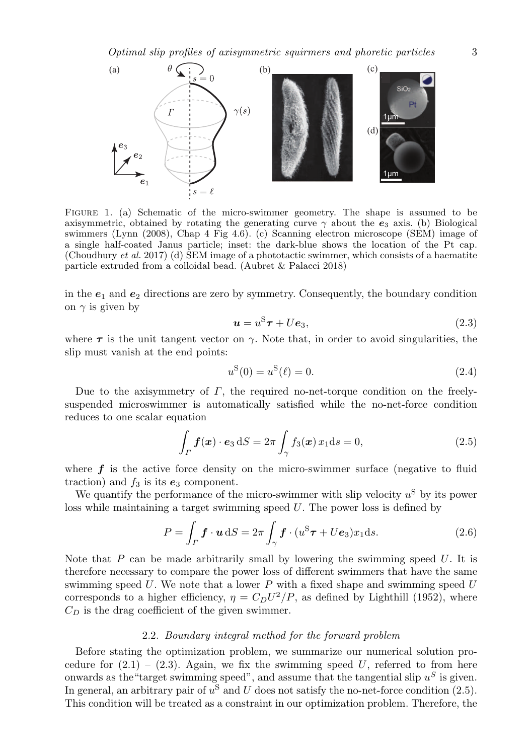FIGURE 1. (a) Schematic of the micro-swimmer geometry. The shape is assumed to be axisymmetric, obtained by rotating the generating curve $\gamma$ about the $\boldsymbol{e}_3$ axis. (b) Biological swimmers (Lynn (2008), Chap 4 Fig 4.6). (c) Scanning electron microscope (SEM) image of a single half-coated Janus particle; inset: the dark-blue shows the location of the Pt cap. (Choudhury *et al.* 2017) (d) SEM image of a phototactic swimmer, which consists of a haematite particle extruded from a colloidal bead. (Aubret & Palacci 2018)

in the $\boldsymbol{e}_1$ and $\boldsymbol{e}_2$ directions are zero by symmetry. Consequently, the boundary condition on $\gamma$ is given by

$$\boldsymbol{u} = u^{\mathrm{S}}\boldsymbol{\tau} + U\boldsymbol{e}_3, \tag{2.3}$$

where $\boldsymbol{\tau}$ is the unit tangent vector on $\gamma$. Note that, in order to avoid singularities, the slip must vanish at the end points:

$$u^{\mathrm{S}}(0) = u^{\mathrm{S}}(\ell) = 0. \tag{2.4}$$

Due to the axisymmetry of $\Gamma$, the required no-net-torque condition on the freely-suspended microswimmer is automatically satisfied while the no-net-force condition reduces to one scalar equation

$$\int_{\Gamma} \boldsymbol{f}(\boldsymbol{x}) \cdot \boldsymbol{e}_3 \,\mathrm{d}S = 2\pi \int_{\gamma} f_3(\boldsymbol{x})\, x_1 \mathrm{d}s = 0, \tag{2.5}$$

where $\boldsymbol{f}$ is the active force density on the micro-swimmer surface (negative to fluid traction) and $f_3$ is its $\boldsymbol{e}_3$ component.

We quantify the performance of the micro-swimmer with slip velocity $u^{\mathrm{S}}$ by its power loss while maintaining a target swimming speed $U$. The power loss is defined by

$$P = \int_{\Gamma} \boldsymbol{f} \cdot \boldsymbol{u} \,\mathrm{d}S = 2\pi \int_{\gamma} \boldsymbol{f} \cdot (u^{\mathrm{S}}\boldsymbol{\tau} + U\boldsymbol{e}_3) x_1 \mathrm{d}s. \tag{2.6}$$

Note that $P$ can be made arbitrarily small by lowering the swimming speed $U$. It is therefore necessary to compare the power loss of different swimmers that have the same swimming speed $U$. We note that a lower $P$ with a fixed shape and swimming speed $U$ corresponds to a higher efficiency, $\eta = C_D U^2/P$, as defined by Lighthill (1952), where $C_D$ is the drag coefficient of the given swimmer.

### 2.2. *Boundary integral method for the forward problem*

Before stating the optimization problem, we summarize our numerical solution procedure for (2.1) – (2.3). Again, we fix the swimming speed $U$, referred to from here onwards as the"target swimming speed", and assume that the tangential slip $u^S$ is given. In general, an arbitrary pair of $u^{\mathrm{S}}$ and $U$ does not satisfy the no-net-force condition (2.5). This condition will be treated as a constraint in our optimization problem. Therefore, the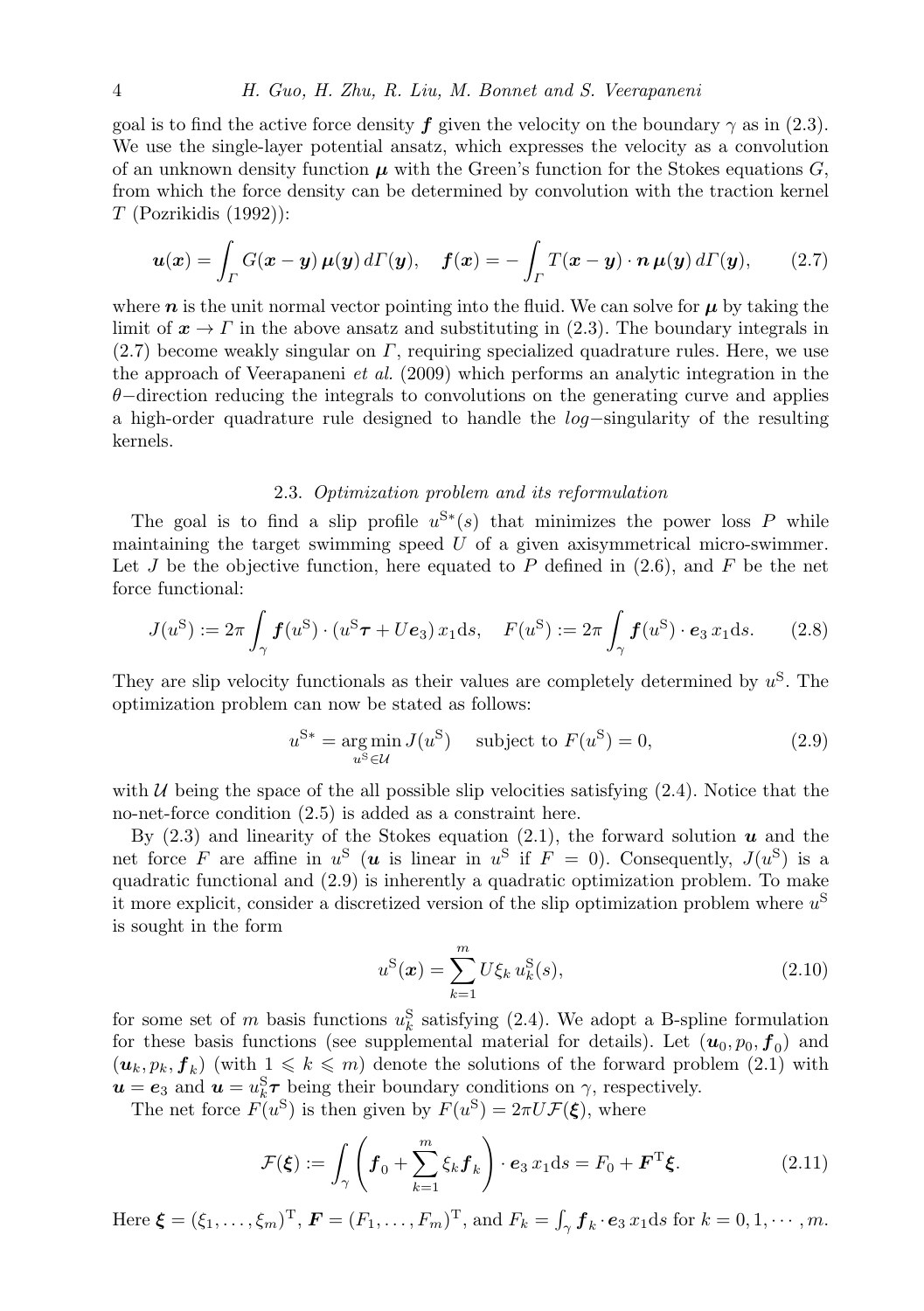goal is to find the active force density $\boldsymbol{f}$ given the velocity on the boundary $\gamma$ as in (2.3). We use the single-layer potential ansatz, which expresses the velocity as a convolution of an unknown density function $\boldsymbol{\mu}$ with the Green's function for the Stokes equations $G$, from which the force density can be determined by convolution with the traction kernel $T$ (Pozrikidis (1992)):

$$\boldsymbol{u}(\boldsymbol{x}) = \int_{\Gamma} G(\boldsymbol{x}-\boldsymbol{y})\,\boldsymbol{\mu}(\boldsymbol{y})\,d\Gamma(\boldsymbol{y}), \quad \boldsymbol{f}(\boldsymbol{x}) = -\int_{\Gamma} T(\boldsymbol{x}-\boldsymbol{y})\cdot\boldsymbol{n}\,\boldsymbol{\mu}(\boldsymbol{y})\,d\Gamma(\boldsymbol{y}), \tag{2.7}$$

where $\boldsymbol{n}$ is the unit normal vector pointing into the fluid. We can solve for $\boldsymbol{\mu}$ by taking the limit of $\boldsymbol{x} \to \Gamma$ in the above ansatz and substituting in (2.3). The boundary integrals in (2.7) become weakly singular on $\Gamma$, requiring specialized quadrature rules. Here, we use the approach of Veerapaneni *et al.* (2009) which performs an analytic integration in the $\theta-$direction reducing the integrals to convolutions on the generating curve and applies a high-order quadrature rule designed to handle the *log*$-$singularity of the resulting kernels.

## 2.3. *Optimization problem and its reformulation*

The goal is to find a slip profile $u^{\mathrm{S}*}(s)$ that minimizes the power loss $P$ while maintaining the target swimming speed $U$ of a given axisymmetrical micro-swimmer. Let $J$ be the objective function, here equated to $P$ defined in (2.6), and $F$ be the net force functional:

$$J(u^{\mathrm{S}}) := 2\pi \int_{\gamma} \boldsymbol{f}(u^{\mathrm{S}})\cdot(u^{\mathrm{S}}\boldsymbol{\tau} + U\boldsymbol{e}_3)\,x_1\mathrm{d}s, \quad F(u^{\mathrm{S}}) := 2\pi \int_{\gamma} \boldsymbol{f}(u^{\mathrm{S}})\cdot\boldsymbol{e}_3\,x_1\mathrm{d}s. \tag{2.8}$$

They are slip velocity functionals as their values are completely determined by $u^{\mathrm{S}}$. The optimization problem can now be stated as follows:

$$u^{\mathrm{S}*} = \underset{u^{\mathrm{S}}\in\mathcal{U}}{\arg\min}\, J(u^{\mathrm{S}}) \quad \text{subject to } F(u^{\mathrm{S}}) = 0, \tag{2.9}$$

with $\mathcal{U}$ being the space of the all possible slip velocities satisfying (2.4). Notice that the no-net-force condition (2.5) is added as a constraint here.

By (2.3) and linearity of the Stokes equation (2.1), the forward solution $\boldsymbol{u}$ and the net force $F$ are affine in $u^{\mathrm{S}}$ ($\boldsymbol{u}$ is linear in $u^{\mathrm{S}}$ if $F = 0$). Consequently, $J(u^{\mathrm{S}})$ is a quadratic functional and (2.9) is inherently a quadratic optimization problem. To make it more explicit, consider a discretized version of the slip optimization problem where $u^{\mathrm{S}}$ is sought in the form

$$u^{\mathrm{S}}(\boldsymbol{x}) = \sum_{k=1}^{m} U\xi_k\, u^{\mathrm{S}}_k(s), \tag{2.10}$$

for some set of $m$ basis functions $u^{\mathrm{S}}_k$ satisfying (2.4). We adopt a B-spline formulation for these basis functions (see supplemental material for details). Let $(\boldsymbol{u}_0, p_0, \boldsymbol{f}_0)$ and $(\boldsymbol{u}_k, p_k, \boldsymbol{f}_k)$ (with $1 \leqslant k \leqslant m$) denote the solutions of the forward problem (2.1) with $\boldsymbol{u} = \boldsymbol{e}_3$ and $\boldsymbol{u} = u^{\mathrm{S}}_k\boldsymbol{\tau}$ being their boundary conditions on $\gamma$, respectively.

The net force $F(u^{\mathrm{S}})$ is then given by $F(u^{\mathrm{S}}) = 2\pi U\mathcal{F}(\boldsymbol{\xi})$, where

$$\mathcal{F}(\boldsymbol{\xi}) := \int_{\gamma} \left(\boldsymbol{f}_0 + \sum_{k=1}^{m}\xi_k\boldsymbol{f}_k\right)\cdot\boldsymbol{e}_3\,x_1\mathrm{d}s = F_0 + \boldsymbol{F}^{\mathrm{T}}\boldsymbol{\xi}. \tag{2.11}$$

Here $\boldsymbol{\xi} = (\xi_1,\ldots,\xi_m)^{\mathrm{T}}$, $\boldsymbol{F} = (F_1,\ldots,F_m)^{\mathrm{T}}$, and $F_k = \int_{\gamma}\boldsymbol{f}_k\cdot\boldsymbol{e}_3\,x_1\mathrm{d}s$ for $k = 0, 1, \cdots, m$.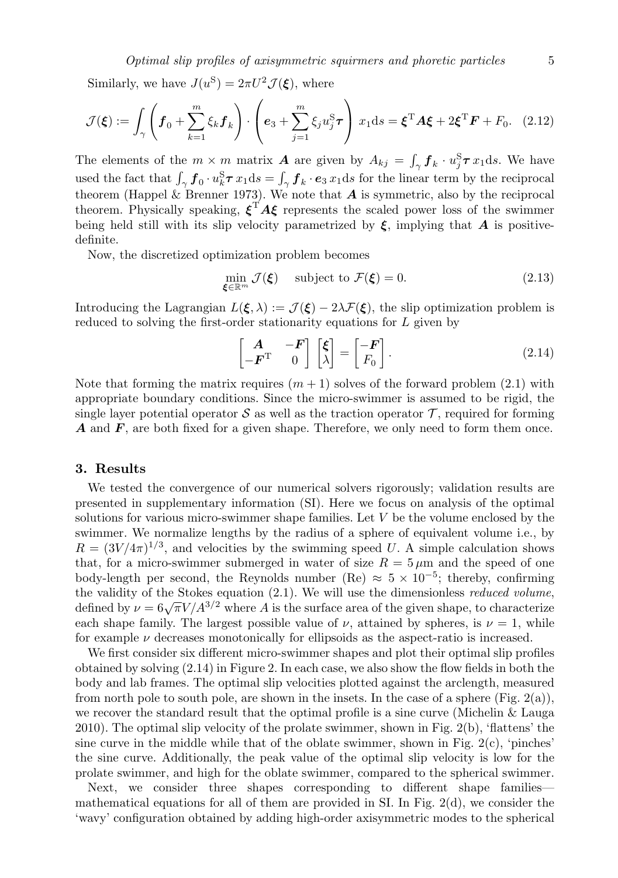Similarly, we have $J(u^{\mathrm{S}}) = 2\pi U^2 \mathcal{J}(\boldsymbol{\xi})$, where

$$\mathcal{J}(\boldsymbol{\xi}) := \int_\gamma \left( \boldsymbol{f}_0 + \sum_{k=1}^m \xi_k \boldsymbol{f}_k \right) \cdot \left( \boldsymbol{e}_3 + \sum_{j=1}^m \xi_j u_j^{\mathrm{S}} \boldsymbol{\tau} \right) x_1 \mathrm{d}s = \boldsymbol{\xi}^{\mathrm{T}} \boldsymbol{A} \boldsymbol{\xi} + 2\boldsymbol{\xi}^{\mathrm{T}} \boldsymbol{F} + F_0. \quad (2.12)$$

The elements of the $m \times m$ matrix $\boldsymbol{A}$ are given by $A_{kj} = \int_\gamma \boldsymbol{f}_k \cdot u_j^{\mathrm{S}} \boldsymbol{\tau}\, x_1 \mathrm{d}s$. We have used the fact that $\int_\gamma \boldsymbol{f}_0 \cdot u_k^{\mathrm{S}} \boldsymbol{\tau}\, x_1 \mathrm{d}s = \int_\gamma \boldsymbol{f}_k \cdot \boldsymbol{e}_3\, x_1 \mathrm{d}s$ for the linear term by the reciprocal theorem (Happel & Brenner 1973). We note that $\boldsymbol{A}$ is symmetric, also by the reciprocal theorem. Physically speaking, $\boldsymbol{\xi}^{\mathrm{T}} \boldsymbol{A} \boldsymbol{\xi}$ represents the scaled power loss of the swimmer being held still with its slip velocity parametrized by $\boldsymbol{\xi}$, implying that $\boldsymbol{A}$ is positive-definite.

Now, the discretized optimization problem becomes

$$\min_{\boldsymbol{\xi} \in \mathbb{R}^m} \mathcal{J}(\boldsymbol{\xi}) \quad \text{subject to } \mathcal{F}(\boldsymbol{\xi}) = 0. \quad (2.13)$$

Introducing the Lagrangian $L(\boldsymbol{\xi}, \lambda) := \mathcal{J}(\boldsymbol{\xi}) - 2\lambda \mathcal{F}(\boldsymbol{\xi})$, the slip optimization problem is reduced to solving the first-order stationarity equations for $L$ given by

$$\begin{bmatrix} \boldsymbol{A} & -\boldsymbol{F} \\ -\boldsymbol{F}^{\mathrm{T}} & 0 \end{bmatrix} \begin{bmatrix} \boldsymbol{\xi} \\ \lambda \end{bmatrix} = \begin{bmatrix} -\boldsymbol{F} \\ F_0 \end{bmatrix}. \quad (2.14)$$

Note that forming the matrix requires $(m+1)$ solves of the forward problem (2.1) with appropriate boundary conditions. Since the micro-swimmer is assumed to be rigid, the single layer potential operator $\mathcal{S}$ as well as the traction operator $\mathcal{T}$, required for forming $\boldsymbol{A}$ and $\boldsymbol{F}$, are both fixed for a given shape. Therefore, we only need to form them once.

## 3. Results

We tested the convergence of our numerical solvers rigorously; validation results are presented in supplementary information (SI). Here we focus on analysis of the optimal solutions for various micro-swimmer shape families. Let $V$ be the volume enclosed by the swimmer. We normalize lengths by the radius of a sphere of equivalent volume i.e., by $R = (3V/4\pi)^{1/3}$, and velocities by the swimming speed $U$. A simple calculation shows that, for a micro-swimmer submerged in water of size $R = 5\,\mu$m and the speed of one body-length per second, the Reynolds number (Re) $\approx 5 \times 10^{-5}$; thereby, confirming the validity of the Stokes equation (2.1). We will use the dimensionless *reduced volume*, defined by $\nu = 6\sqrt{\pi}V/A^{3/2}$ where $A$ is the surface area of the given shape, to characterize each shape family. The largest possible value of $\nu$, attained by spheres, is $\nu = 1$, while for example $\nu$ decreases monotonically for ellipsoids as the aspect-ratio is increased.

We first consider six different micro-swimmer shapes and plot their optimal slip profiles obtained by solving (2.14) in Figure 2. In each case, we also show the flow fields in both the body and lab frames. The optimal slip velocities plotted against the arclength, measured from north pole to south pole, are shown in the insets. In the case of a sphere (Fig. 2(a)), we recover the standard result that the optimal profile is a sine curve (Michelin & Lauga 2010). The optimal slip velocity of the prolate swimmer, shown in Fig. 2(b), 'flattens' the sine curve in the middle while that of the oblate swimmer, shown in Fig. 2(c), 'pinches' the sine curve. Additionally, the peak value of the optimal slip velocity is low for the prolate swimmer, and high for the oblate swimmer, compared to the spherical swimmer.

Next, we consider three shapes corresponding to different shape families—mathematical equations for all of them are provided in SI. In Fig. 2(d), we consider the 'wavy' configuration obtained by adding high-order axisymmetric modes to the spherical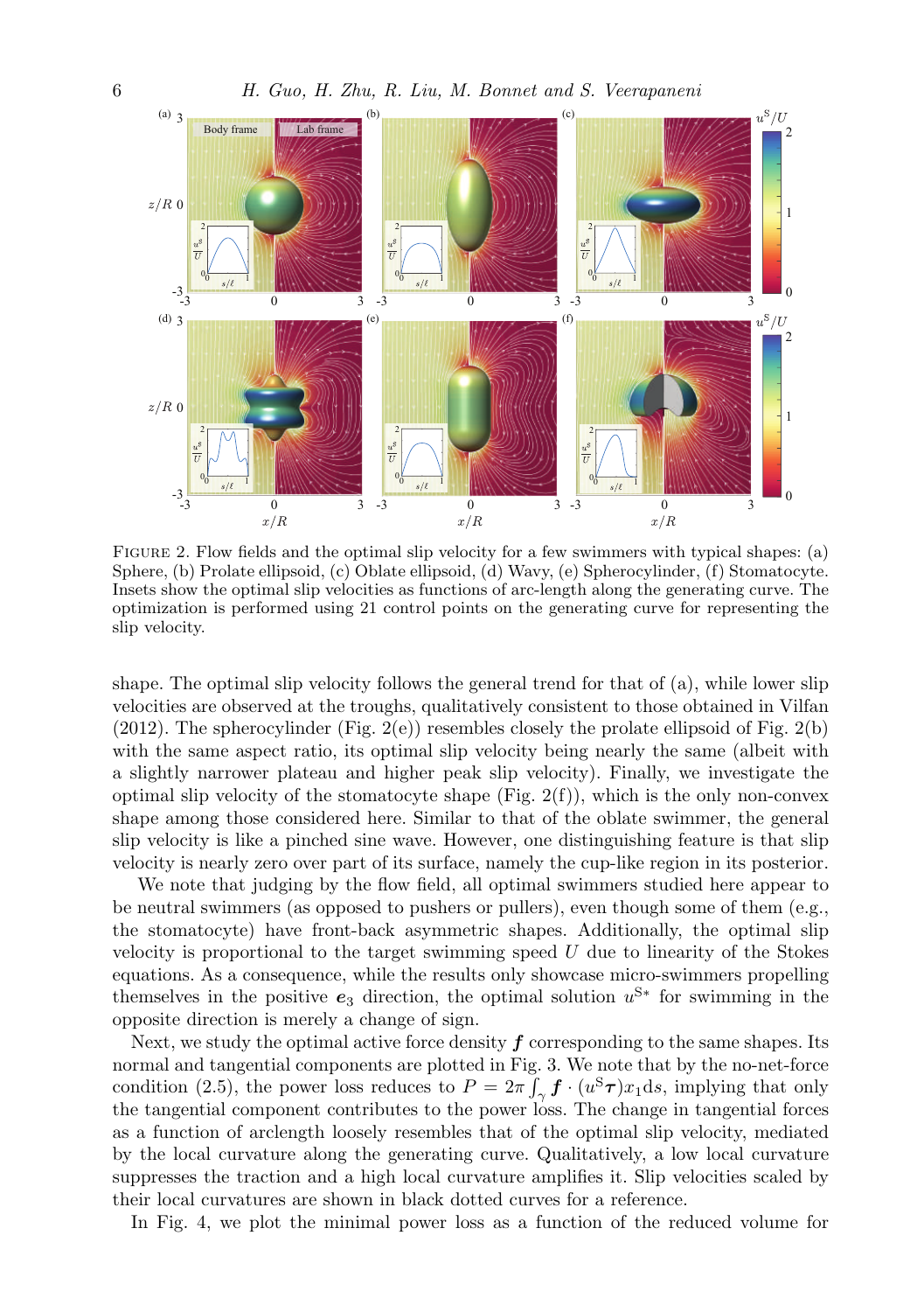FIGURE 2. Flow fields and the optimal slip velocity for a few swimmers with typical shapes: (a) Sphere, (b) Prolate ellipsoid, (c) Oblate ellipsoid, (d) Wavy, (e) Spherocylinder, (f) Stomatocyte. Insets show the optimal slip velocities as functions of arc-length along the generating curve. The optimization is performed using 21 control points on the generating curve for representing the slip velocity.

shape. The optimal slip velocity follows the general trend for that of (a), while lower slip velocities are observed at the troughs, qualitatively consistent to those obtained in Vilfan (2012). The spherocylinder (Fig. 2(e)) resembles closely the prolate ellipsoid of Fig. 2(b) with the same aspect ratio, its optimal slip velocity being nearly the same (albeit with a slightly narrower plateau and higher peak slip velocity). Finally, we investigate the optimal slip velocity of the stomatocyte shape (Fig. 2(f)), which is the only non-convex shape among those considered here. Similar to that of the oblate swimmer, the general slip velocity is like a pinched sine wave. However, one distinguishing feature is that slip velocity is nearly zero over part of its surface, namely the cup-like region in its posterior.

We note that judging by the flow field, all optimal swimmers studied here appear to be neutral swimmers (as opposed to pushers or pullers), even though some of them (e.g., the stomatocyte) have front-back asymmetric shapes. Additionally, the optimal slip velocity is proportional to the target swimming speed $U$ due to linearity of the Stokes equations. As a consequence, while the results only showcase micro-swimmers propelling themselves in the positive $\boldsymbol{e}_3$ direction, the optimal solution $u^{\mathrm{S}*}$ for swimming in the opposite direction is merely a change of sign.

Next, we study the optimal active force density $\boldsymbol{f}$ corresponding to the same shapes. Its normal and tangential components are plotted in Fig. 3. We note that by the no-net-force condition (2.5), the power loss reduces to $P = 2\pi \int_\gamma \boldsymbol{f} \cdot (u^{\mathrm{S}} \boldsymbol{\tau}) x_1 \mathrm{d}s$, implying that only the tangential component contributes to the power loss. The change in tangential forces as a function of arclength loosely resembles that of the optimal slip velocity, mediated by the local curvature along the generating curve. Qualitatively, a low local curvature suppresses the traction and a high local curvature amplifies it. Slip velocities scaled by their local curvatures are shown in black dotted curves for a reference.

In Fig. 4, we plot the minimal power loss as a function of the reduced volume for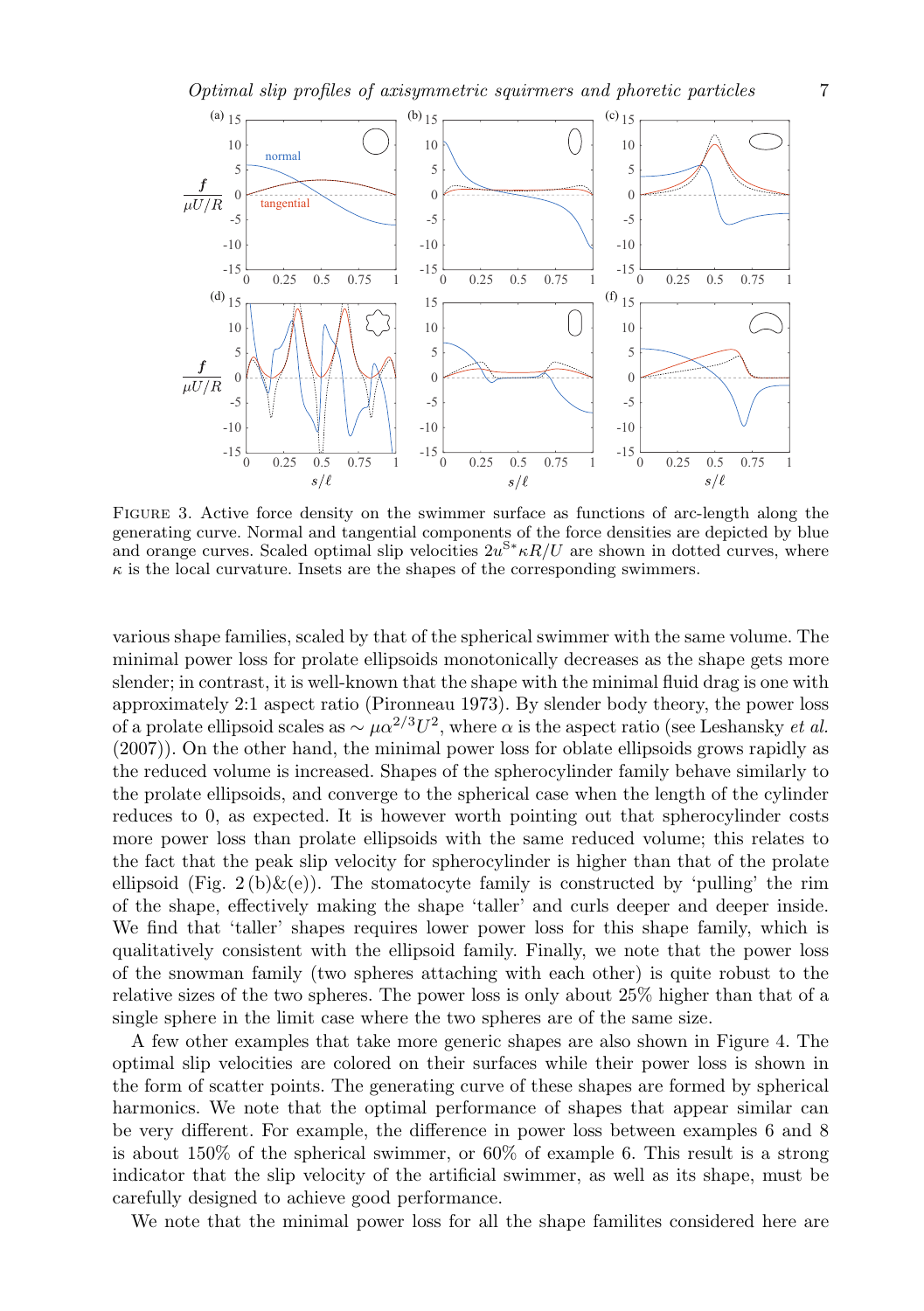FIGURE 3. Active force density on the swimmer surface as functions of arc-length along the generating curve. Normal and tangential components of the force densities are depicted by blue and orange curves. Scaled optimal slip velocities $2u^{S*}\kappa R/U$ are shown in dotted curves, where $\kappa$ is the local curvature. Insets are the shapes of the corresponding swimmers.

various shape families, scaled by that of the spherical swimmer with the same volume. The minimal power loss for prolate ellipsoids monotonically decreases as the shape gets more slender; in contrast, it is well-known that the shape with the minimal fluid drag is one with approximately 2:1 aspect ratio (Pironneau 1973). By slender body theory, the power loss of a prolate ellipsoid scales as $\sim \mu\alpha^{2/3}U^2$, where $\alpha$ is the aspect ratio (see Leshansky *et al.* (2007)). On the other hand, the minimal power loss for oblate ellipsoids grows rapidly as the reduced volume is increased. Shapes of the spherocylinder family behave similarly to the prolate ellipsoids, and converge to the spherical case when the length of the cylinder reduces to 0, as expected. It is however worth pointing out that spherocylinder costs more power loss than prolate ellipsoids with the same reduced volume; this relates to the fact that the peak slip velocity for spherocylinder is higher than that of the prolate ellipsoid (Fig. 2 (b)&(e)). The stomatocyte family is constructed by 'pulling' the rim of the shape, effectively making the shape 'taller' and curls deeper and deeper inside. We find that 'taller' shapes requires lower power loss for this shape family, which is qualitatively consistent with the ellipsoid family. Finally, we note that the power loss of the snowman family (two spheres attaching with each other) is quite robust to the relative sizes of the two spheres. The power loss is only about 25% higher than that of a single sphere in the limit case where the two spheres are of the same size.

A few other examples that take more generic shapes are also shown in Figure 4. The optimal slip velocities are colored on their surfaces while their power loss is shown in the form of scatter points. The generating curve of these shapes are formed by spherical harmonics. We note that the optimal performance of shapes that appear similar can be very different. For example, the difference in power loss between examples 6 and 8 is about 150% of the spherical swimmer, or 60% of example 6. This result is a strong indicator that the slip velocity of the artificial swimmer, as well as its shape, must be carefully designed to achieve good performance.

We note that the minimal power loss for all the shape familites considered here are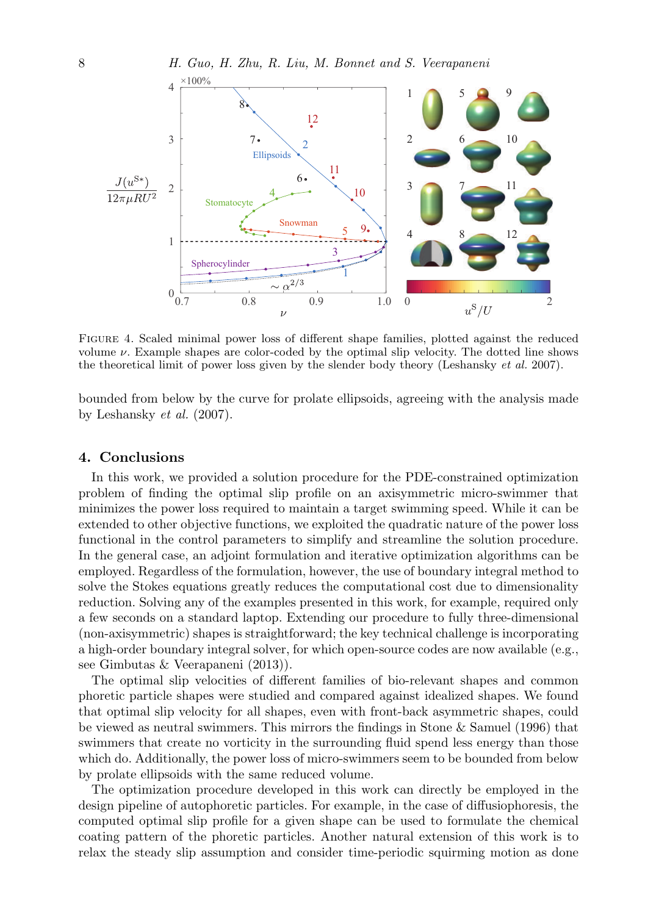FIGURE 4. Scaled minimal power loss of different shape families, plotted against the reduced volume $\nu$. Example shapes are color-coded by the optimal slip velocity. The dotted line shows the theoretical limit of power loss given by the slender body theory (Leshansky *et al.* 2007).

bounded from below by the curve for prolate ellipsoids, agreeing with the analysis made by Leshansky *et al.* (2007).

## 4. Conclusions

In this work, we provided a solution procedure for the PDE-constrained optimization problem of finding the optimal slip profile on an axisymmetric micro-swimmer that minimizes the power loss required to maintain a target swimming speed. While it can be extended to other objective functions, we exploited the quadratic nature of the power loss functional in the control parameters to simplify and streamline the solution procedure. In the general case, an adjoint formulation and iterative optimization algorithms can be employed. Regardless of the formulation, however, the use of boundary integral method to solve the Stokes equations greatly reduces the computational cost due to dimensionality reduction. Solving any of the examples presented in this work, for example, required only a few seconds on a standard laptop. Extending our procedure to fully three-dimensional (non-axisymmetric) shapes is straightforward; the key technical challenge is incorporating a high-order boundary integral solver, for which open-source codes are now available (e.g., see Gimbutas & Veerapaneni (2013)).

The optimal slip velocities of different families of bio-relevant shapes and common phoretic particle shapes were studied and compared against idealized shapes. We found that optimal slip velocity for all shapes, even with front-back asymmetric shapes, could be viewed as neutral swimmers. This mirrors the findings in Stone & Samuel (1996) that swimmers that create no vorticity in the surrounding fluid spend less energy than those which do. Additionally, the power loss of micro-swimmers seem to be bounded from below by prolate ellipsoids with the same reduced volume.

The optimization procedure developed in this work can directly be employed in the design pipeline of autophoretic particles. For example, in the case of diffusiophoresis, the computed optimal slip profile for a given shape can be used to formulate the chemical coating pattern of the phoretic particles. Another natural extension of this work is to relax the steady slip assumption and consider time-periodic squirming motion as done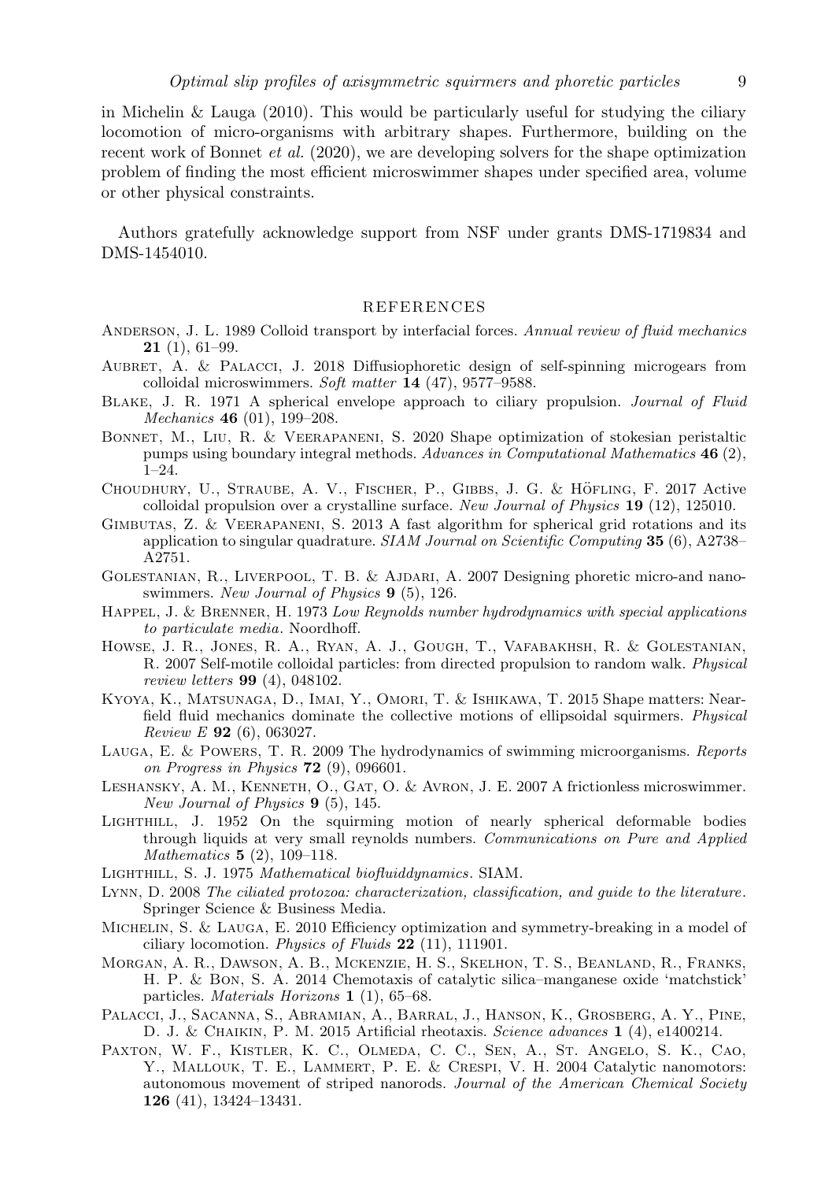in Michelin & Lauga (2010). This would be particularly useful for studying the ciliary locomotion of micro-organisms with arbitrary shapes. Furthermore, building on the recent work of Bonnet *et al.* (2020), we are developing solvers for the shape optimization problem of finding the most efficient microswimmer shapes under specified area, volume or other physical constraints.

Authors gratefully acknowledge support from NSF under grants DMS-1719834 and DMS-1454010.

## REFERENCES

Anderson, J. L. 1989 Colloid transport by interfacial forces. *Annual review of fluid mechanics* **21** (1), 61–99.

Aubret, A. & Palacci, J. 2018 Diffusiophoretic design of self-spinning microgears from colloidal microswimmers. *Soft matter* **14** (47), 9577–9588.

Blake, J. R. 1971 A spherical envelope approach to ciliary propulsion. *Journal of Fluid Mechanics* **46** (01), 199–208.

Bonnet, M., Liu, R. & Veerapaneni, S. 2020 Shape optimization of stokesian peristaltic pumps using boundary integral methods. *Advances in Computational Mathematics* **46** (2), 1–24.

Choudhury, U., Straube, A. V., Fischer, P., Gibbs, J. G. & Höfling, F. 2017 Active colloidal propulsion over a crystalline surface. *New Journal of Physics* **19** (12), 125010.

Gimbutas, Z. & Veerapaneni, S. 2013 A fast algorithm for spherical grid rotations and its application to singular quadrature. *SIAM Journal on Scientific Computing* **35** (6), A2738–A2751.

Golestanian, R., Liverpool, T. B. & Ajdari, A. 2007 Designing phoretic micro-and nano-swimmers. *New Journal of Physics* **9** (5), 126.

Happel, J. & Brenner, H. 1973 *Low Reynolds number hydrodynamics with special applications to particulate media*. Noordhoff.

Howse, J. R., Jones, R. A., Ryan, A. J., Gough, T., Vafabakhsh, R. & Golestanian, R. 2007 Self-motile colloidal particles: from directed propulsion to random walk. *Physical review letters* **99** (4), 048102.

Kyoya, K., Matsunaga, D., Imai, Y., Omori, T. & Ishikawa, T. 2015 Shape matters: Near-field fluid mechanics dominate the collective motions of ellipsoidal squirmers. *Physical Review E* **92** (6), 063027.

Lauga, E. & Powers, T. R. 2009 The hydrodynamics of swimming microorganisms. *Reports on Progress in Physics* **72** (9), 096601.

Leshansky, A. M., Kenneth, O., Gat, O. & Avron, J. E. 2007 A frictionless microswimmer. *New Journal of Physics* **9** (5), 145.

Lighthill, J. 1952 On the squirming motion of nearly spherical deformable bodies through liquids at very small reynolds numbers. *Communications on Pure and Applied Mathematics* **5** (2), 109–118.

Lighthill, S. J. 1975 *Mathematical biofluiddynamics*. SIAM.

Lynn, D. 2008 *The ciliated protozoa: characterization, classification, and guide to the literature*. Springer Science & Business Media.

Michelin, S. & Lauga, E. 2010 Efficiency optimization and symmetry-breaking in a model of ciliary locomotion. *Physics of Fluids* **22** (11), 111901.

Morgan, A. R., Dawson, A. B., Mckenzie, H. S., Skelhon, T. S., Beanland, R., Franks, H. P. & Bon, S. A. 2014 Chemotaxis of catalytic silica–manganese oxide 'matchstick' particles. *Materials Horizons* **1** (1), 65–68.

Palacci, J., Sacanna, S., Abramian, A., Barral, J., Hanson, K., Grosberg, A. Y., Pine, D. J. & Chaikin, P. M. 2015 Artificial rheotaxis. *Science advances* **1** (4), e1400214.

Paxton, W. F., Kistler, K. C., Olmeda, C. C., Sen, A., St. Angelo, S. K., Cao, Y., Mallouk, T. E., Lammert, P. E. & Crespi, V. H. 2004 Catalytic nanomotors: autonomous movement of striped nanorods. *Journal of the American Chemical Society* **126** (41), 13424–13431.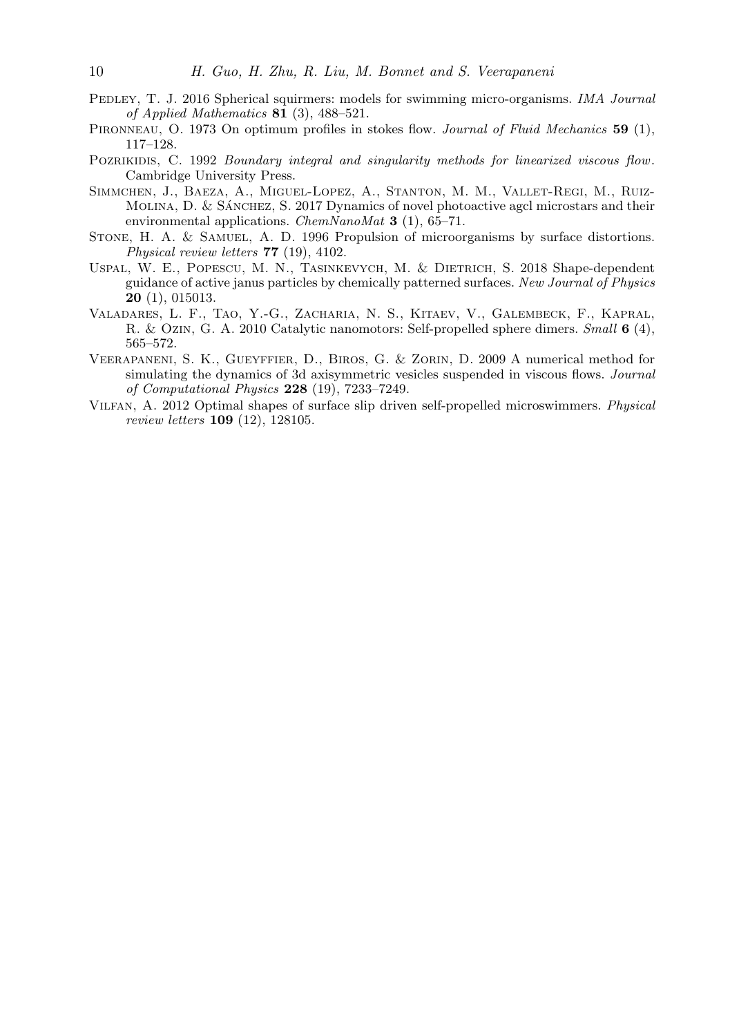Pedley, T. J. 2016 Spherical squirmers: models for swimming micro-organisms. *IMA Journal of Applied Mathematics* **81** (3), 488–521.

Pironneau, O. 1973 On optimum profiles in stokes flow. *Journal of Fluid Mechanics* **59** (1), 117–128.

Pozrikidis, C. 1992 *Boundary integral and singularity methods for linearized viscous flow*. Cambridge University Press.

Simmchen, J., Baeza, A., Miguel-Lopez, A., Stanton, M. M., Vallet-Regi, M., Ruiz-Molina, D. & Sánchez, S. 2017 Dynamics of novel photoactive agcl microstars and their environmental applications. *ChemNanoMat* **3** (1), 65–71.

Stone, H. A. & Samuel, A. D. 1996 Propulsion of microorganisms by surface distortions. *Physical review letters* **77** (19), 4102.

Uspal, W. E., Popescu, M. N., Tasinkevych, M. & Dietrich, S. 2018 Shape-dependent guidance of active janus particles by chemically patterned surfaces. *New Journal of Physics* **20** (1), 015013.

Valadares, L. F., Tao, Y.-G., Zacharia, N. S., Kitaev, V., Galembeck, F., Kapral, R. & Ozin, G. A. 2010 Catalytic nanomotors: Self-propelled sphere dimers. *Small* **6** (4), 565–572.

Veerapaneni, S. K., Gueyffier, D., Biros, G. & Zorin, D. 2009 A numerical method for simulating the dynamics of 3d axisymmetric vesicles suspended in viscous flows. *Journal of Computational Physics* **228** (19), 7233–7249.

Vilfan, A. 2012 Optimal shapes of surface slip driven self-propelled microswimmers. *Physical review letters* **109** (12), 128105.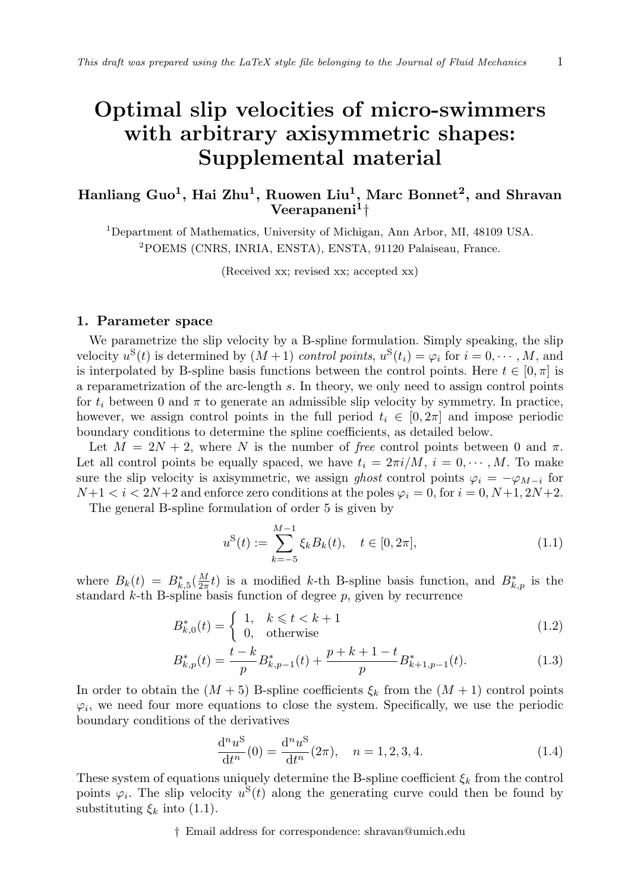# Optimal slip velocities of micro-swimmers with arbitrary axisymmetric shapes: Supplemental material

**Hanliang Guo[1], Hai Zhu[1], Ruowen Liu[1], Marc Bonnet[2], and Shravan Veerapaneni[1]†**

[1]Department of Mathematics, University of Michigan, Ann Arbor, MI, 48109 USA.
[2]POEMS (CNRS, INRIA, ENSTA), ENSTA, 91120 Palaiseau, France.

(Received xx; revised xx; accepted xx)

## 1. Parameter space

We parametrize the slip velocity by a B-spline formulation. Simply speaking, the slip velocity $u^{\mathrm{S}}(t)$ is determined by $(M+1)$ *control points*, $u^{\mathrm{S}}(t_i) = \varphi_i$ for $i = 0, \cdots, M$, and is interpolated by B-spline basis functions between the control points. Here $t \in [0, \pi]$ is a reparametrization of the arc-length $s$. In theory, we only need to assign control points for $t_i$ between 0 and $\pi$ to generate an admissible slip velocity by symmetry. In practice, however, we assign control points in the full period $t_i \in [0, 2\pi]$ and impose periodic boundary conditions to determine the spline coefficients, as detailed below.

Let $M = 2N + 2$, where $N$ is the number of *free* control points between 0 and $\pi$. Let all control points be equally spaced, we have $t_i = 2\pi i/M$, $i = 0, \cdots, M$. To make sure the slip velocity is axisymmetric, we assign *ghost* control points $\varphi_i = -\varphi_{M-i}$ for $N+1 < i < 2N+2$ and enforce zero conditions at the poles $\varphi_i = 0$, for $i = 0, N+1, 2N+2$.

The general B-spline formulation of order 5 is given by

$$
u^{\mathrm{S}}(t) := \sum_{k=-5}^{M-1} \xi_k B_k(t), \quad t \in [0, 2\pi], \tag{1.1}
$$

where $B_k(t) = B^*_{k,5}(\frac{M}{2\pi} t)$ is a modified $k$-th B-spline basis function, and $B^*_{k,p}$ is the standard $k$-th B-spline basis function of degree $p$, given by recurrence

$$
B^*_{k,0}(t) = \begin{cases} 1, & k \leqslant t < k+1 \\ 0, & \text{otherwise} \end{cases} \tag{1.2}
$$

$$
B^*_{k,p}(t) = \frac{t-k}{p} B^*_{k,p-1}(t) + \frac{p+k+1-t}{p} B^*_{k+1,p-1}(t). \tag{1.3}
$$

In order to obtain the $(M+5)$ B-spline coefficients $\xi_k$ from the $(M+1)$ control points $\varphi_i$, we need four more equations to close the system. Specifically, we use the periodic boundary conditions of the derivatives

$$
\frac{\mathrm{d}^n u^{\mathrm{S}}}{\mathrm{d}t^n}(0) = \frac{\mathrm{d}^n u^{\mathrm{S}}}{\mathrm{d}t^n}(2\pi), \quad n = 1, 2, 3, 4. \tag{1.4}
$$

These system of equations uniquely determine the B-spline coefficient $\xi_k$ from the control points $\varphi_i$. The slip velocity $u^{\mathrm{S}}(t)$ along the generating curve could then be found by substituting $\xi_k$ into (1.1).

† Email address for correspondence: shravan@umich.edu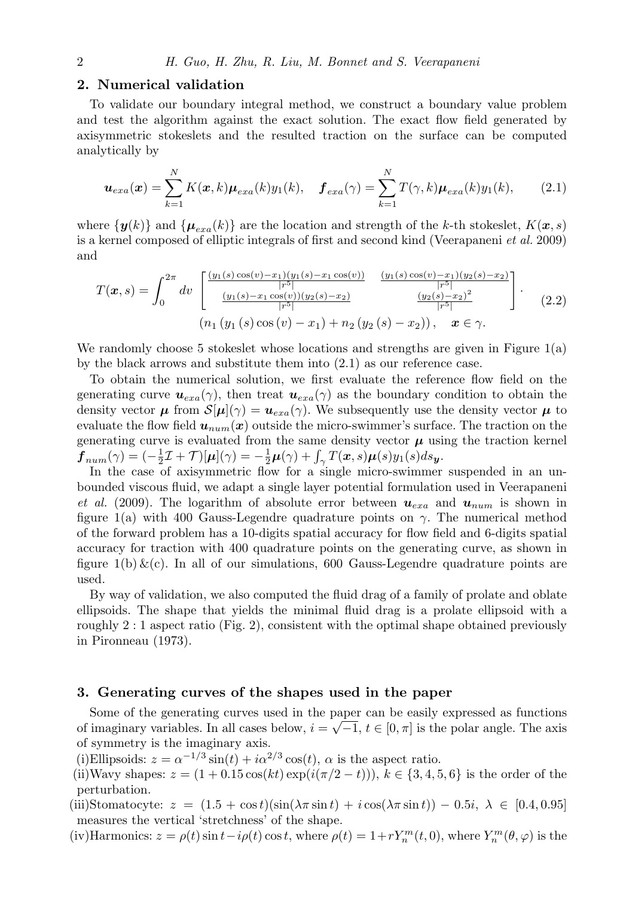## 2. Numerical validation

To validate our boundary integral method, we construct a boundary value problem and test the algorithm against the exact solution. The exact flow field generated by axisymmetric stokeslets and the resulted traction on the surface can be computed analytically by

$$\boldsymbol{u}_{exa}(\boldsymbol{x}) = \sum_{k=1}^{N} K(\boldsymbol{x}, k)\boldsymbol{\mu}_{exa}(k)y_1(k), \quad \boldsymbol{f}_{exa}(\gamma) = \sum_{k=1}^{N} T(\gamma, k)\boldsymbol{\mu}_{exa}(k)y_1(k), \tag{2.1}$$

where $\{\boldsymbol{y}(k)\}$ and $\{\boldsymbol{\mu}_{exa}(k)\}$ are the location and strength of the $k$-th stokeslet, $K(\boldsymbol{x}, s)$ is a kernel composed of elliptic integrals of first and second kind (Veerapaneni *et al.* 2009) and

$$T(\boldsymbol{x}, s) = \int_0^{2\pi} dv \begin{bmatrix} \frac{(y_1(s)\cos(v)-x_1)(y_1(s)-x_1\cos(v))}{|r^5|} & \frac{(y_1(s)\cos(v)-x_1)(y_2(s)-x_2)}{|r^5|} \\ \frac{(y_1(s)-x_1\cos(v))(y_2(s)-x_2)}{|r^5|} & \frac{(y_2(s)-x_2)^2}{|r^5|} \end{bmatrix} \cdot \left(n_1\left(y_1(s)\cos(v) - x_1\right) + n_2\left(y_2(s) - x_2\right)\right), \quad \boldsymbol{x} \in \gamma. \tag{2.2}$$

We randomly choose 5 stokeslet whose locations and strengths are given in Figure 1(a) by the black arrows and substitute them into (2.1) as our reference case.

To obtain the numerical solution, we first evaluate the reference flow field on the generating curve $\boldsymbol{u}_{exa}(\gamma)$, then treat $\boldsymbol{u}_{exa}(\gamma)$ as the boundary condition to obtain the density vector $\boldsymbol{\mu}$ from $\mathcal{S}[\boldsymbol{\mu}](\gamma) = \boldsymbol{u}_{exa}(\gamma)$. We subsequently use the density vector $\boldsymbol{\mu}$ to evaluate the flow field $\boldsymbol{u}_{num}(\boldsymbol{x})$ outside the micro-swimmer's surface. The traction on the generating curve is evaluated from the same density vector $\boldsymbol{\mu}$ using the traction kernel $\boldsymbol{f}_{num}(\gamma) = (-\frac{1}{2}\mathcal{I} + \mathcal{T})[\boldsymbol{\mu}](\gamma) = -\frac{1}{2}\boldsymbol{\mu}(\gamma) + \int_\gamma T(\boldsymbol{x}, s)\boldsymbol{\mu}(s)y_1(s)ds_{\boldsymbol{y}}$.

In the case of axisymmetric flow for a single micro-swimmer suspended in an unbounded viscous fluid, we adapt a single layer potential formulation used in Veerapaneni *et al.* (2009). The logarithm of absolute error between $\boldsymbol{u}_{exa}$ and $\boldsymbol{u}_{num}$ is shown in figure 1(a) with 400 Gauss-Legendre quadrature points on $\gamma$. The numerical method of the forward problem has a 10-digits spatial accuracy for flow field and 6-digits spatial accuracy for traction with 400 quadrature points on the generating curve, as shown in figure 1(b) &(c). In all of our simulations, 600 Gauss-Legendre quadrature points are used.

By way of validation, we also computed the fluid drag of a family of prolate and oblate ellipsoids. The shape that yields the minimal fluid drag is a prolate ellipsoid with a roughly 2 : 1 aspect ratio (Fig. 2), consistent with the optimal shape obtained previously in Pironneau (1973).

## 3. Generating curves of the shapes used in the paper

Some of the generating curves used in the paper can be easily expressed as functions of imaginary variables. In all cases below, $i = \sqrt{-1}$, $t \in [0, \pi]$ is the polar angle. The axis of symmetry is the imaginary axis.

(i)Ellipsoids: $z = \alpha^{-1/3}\sin(t) + i\alpha^{2/3}\cos(t)$, $\alpha$ is the aspect ratio.

(ii)Wavy shapes: $z = (1 + 0.15\cos(kt)\exp(i(\pi/2 - t)))$, $k \in \{3, 4, 5, 6\}$ is the order of the perturbation.

(iii)Stomatocyte: $z = (1.5 + \cos t)(\sin(\lambda\pi\sin t) + i\cos(\lambda\pi\sin t)) - 0.5i$, $\lambda \in [0.4, 0.95]$ measures the vertical 'stretchness' of the shape.

(iv)Harmonics: $z = \rho(t)\sin t - i\rho(t)\cos t$, where $\rho(t) = 1 + rY_n^m(t, 0)$, where $Y_n^m(\theta, \varphi)$ is the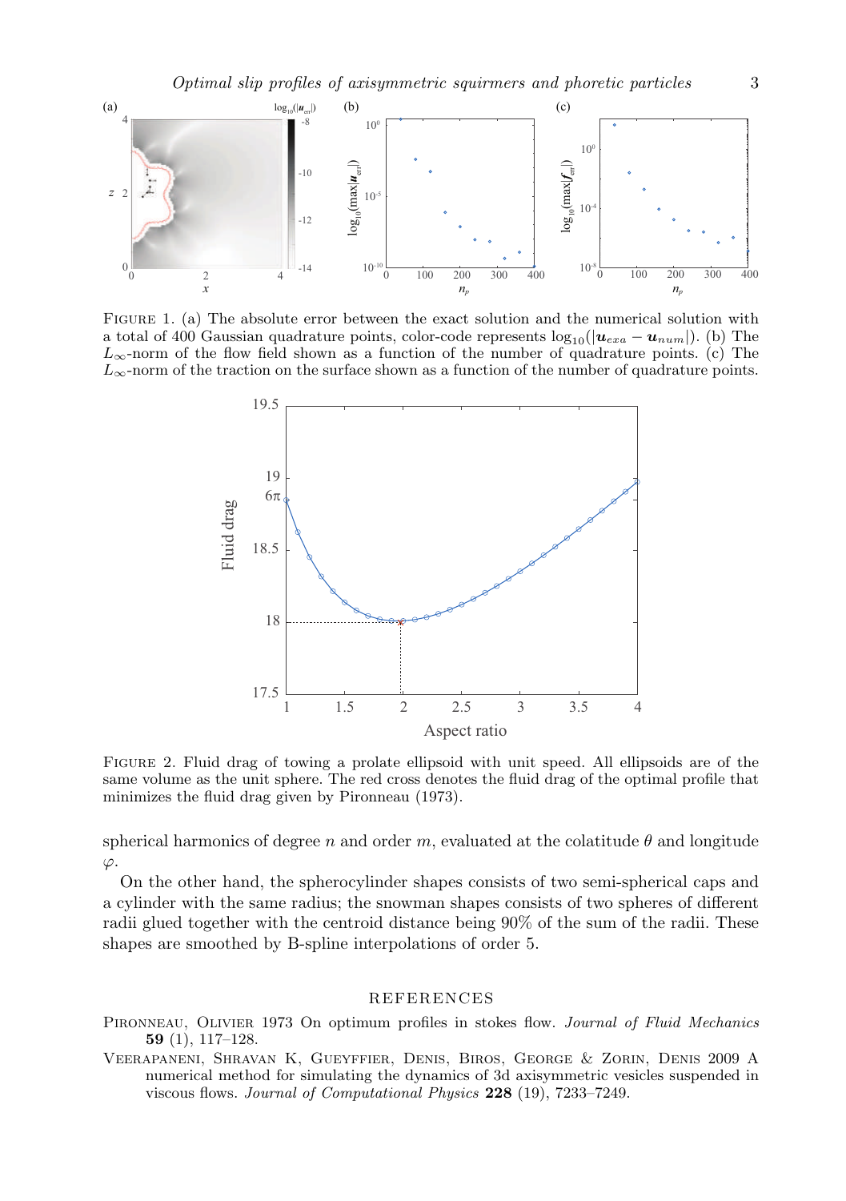(a)

$\log_{10}(|\boldsymbol{u}_{err}|)$

-8

-10

-12

-14

4

$z$ 2

0

0 2 4

$x$

(b)

$10^0$

$10^{-5}$

$10^{-10}$

$\log_{10}(\max|\boldsymbol{u}_{err}|)$

0 100 200 300 400

$n_p$

(c)

$10^0$

$10^{-4}$

$10^{-8}$

$\log_{10}(\max|\boldsymbol{f}_{err}|)$

0 100 200 300 400

$n_p$

FIGURE 1. (a) The absolute error between the exact solution and the numerical solution with a total of 400 Gaussian quadrature points, color-code represents $\log_{10}(|\boldsymbol{u}_{exa} - \boldsymbol{u}_{num}|)$. (b) The $L_\infty$-norm of the flow field shown as a function of the number of quadrature points. (c) The $L_\infty$-norm of the traction on the surface shown as a function of the number of quadrature points.

Fluid drag

19.5

19

$6\pi$

18.5

18

17.5

1 1.5 2 2.5 3 3.5 4

Aspect ratio

FIGURE 2. Fluid drag of towing a prolate ellipsoid with unit speed. All ellipsoids are of the same volume as the unit sphere. The red cross denotes the fluid drag of the optimal profile that minimizes the fluid drag given by Pironneau (1973).

spherical harmonics of degree $n$ and order $m$, evaluated at the colatitude $\theta$ and longitude $\varphi$.

On the other hand, the spherocylinder shapes consists of two semi-spherical caps and a cylinder with the same radius; the snowman shapes consists of two spheres of different radii glued together with the centroid distance being 90% of the sum of the radii. These shapes are smoothed by B-spline interpolations of order 5.

## REFERENCES

PIRONNEAU, OLIVIER 1973 On optimum profiles in stokes flow. *Journal of Fluid Mechanics* **59** (1), 117–128.

VEERAPANENI, SHRAVAN K, GUEYFFIER, DENIS, BIROS, GEORGE & ZORIN, DENIS 2009 A numerical method for simulating the dynamics of 3d axisymmetric vesicles suspended in viscous flows. *Journal of Computational Physics* **228** (19), 7233–7249.